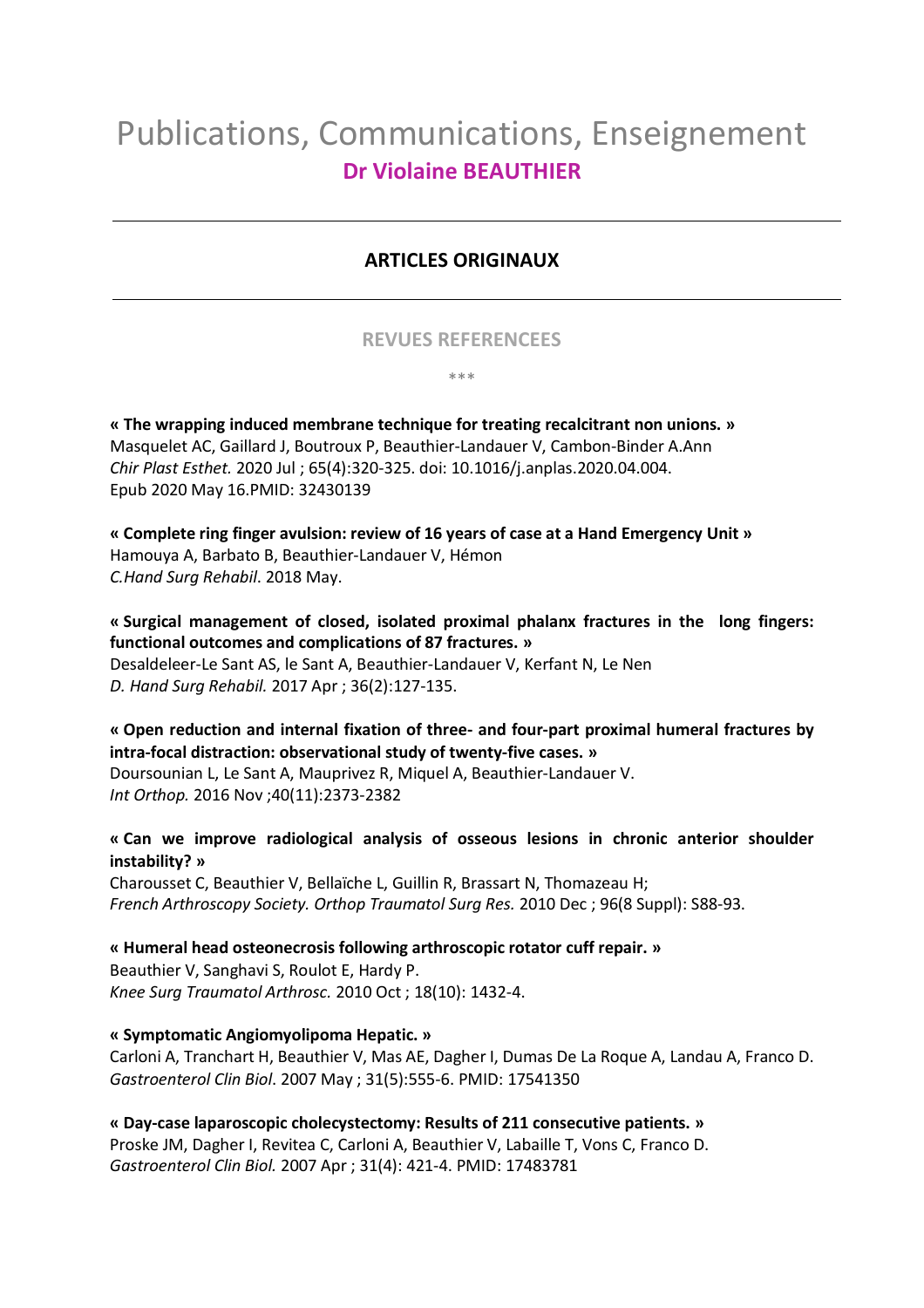# Publications, Communications, Enseignement

## Dr Violaine BEAUTHIER

---

## ARTICLES ORIGINAUX

---

### REVUES REFERENCEES

\*\*\*

**« The wrapping induced membrane technique for treating recalcitrant non unions. »**
Masquelet AC, Gaillard J, Boutroux P, Beauthier-Landauer V, Cambon-Binder A.Ann
*Chir Plast Esthet.* 2020 Jul ; 65(4):320-325. doi: 10.1016/j.anplas.2020.04.004.
Epub 2020 May 16.PMID: 32430139

**« Complete ring finger avulsion: review of 16 years of case at a Hand Emergency Unit »**
Hamouya A, Barbato B, Beauthier-Landauer V, Hémon
*C.Hand Surg Rehabil*. 2018 May.

**« Surgical management of closed, isolated proximal phalanx fractures in the long fingers: functional outcomes and complications of 87 fractures. »**
Desaldeleer-Le Sant AS, le Sant A, Beauthier-Landauer V, Kerfant N, Le Nen
*D. Hand Surg Rehabil.* 2017 Apr ; 36(2):127-135.

**« Open reduction and internal fixation of three- and four-part proximal humeral fractures by intra-focal distraction: observational study of twenty-five cases. »**
Doursounian L, Le Sant A, Mauprivez R, Miquel A, Beauthier-Landauer V.
*Int Orthop.* 2016 Nov ;40(11):2373-2382

**« Can we improve radiological analysis of osseous lesions in chronic anterior shoulder instability? »**
Charousset C, Beauthier V, Bellaïche L, Guillin R, Brassart N, Thomazeau H;
*French Arthroscopy Society. Orthop Traumatol Surg Res.* 2010 Dec ; 96(8 Suppl): S88-93.

**« Humeral head osteonecrosis following arthroscopic rotator cuff repair. »**
Beauthier V, Sanghavi S, Roulot E, Hardy P.
*Knee Surg Traumatol Arthrosc.* 2010 Oct ; 18(10): 1432-4.

**« Symptomatic Angiomyolipoma Hepatic. »**
Carloni A, Tranchart H, Beauthier V, Mas AE, Dagher I, Dumas De La Roque A, Landau A, Franco D.
*Gastroenterol Clin Biol*. 2007 May ; 31(5):555-6. PMID: 17541350

**« Day-case laparoscopic cholecystectomy: Results of 211 consecutive patients. »**
Proske JM, Dagher I, Revitea C, Carloni A, Beauthier V, Labaille T, Vons C, Franco D.
*Gastroenterol Clin Biol.* 2007 Apr ; 31(4): 421-4. PMID: 17483781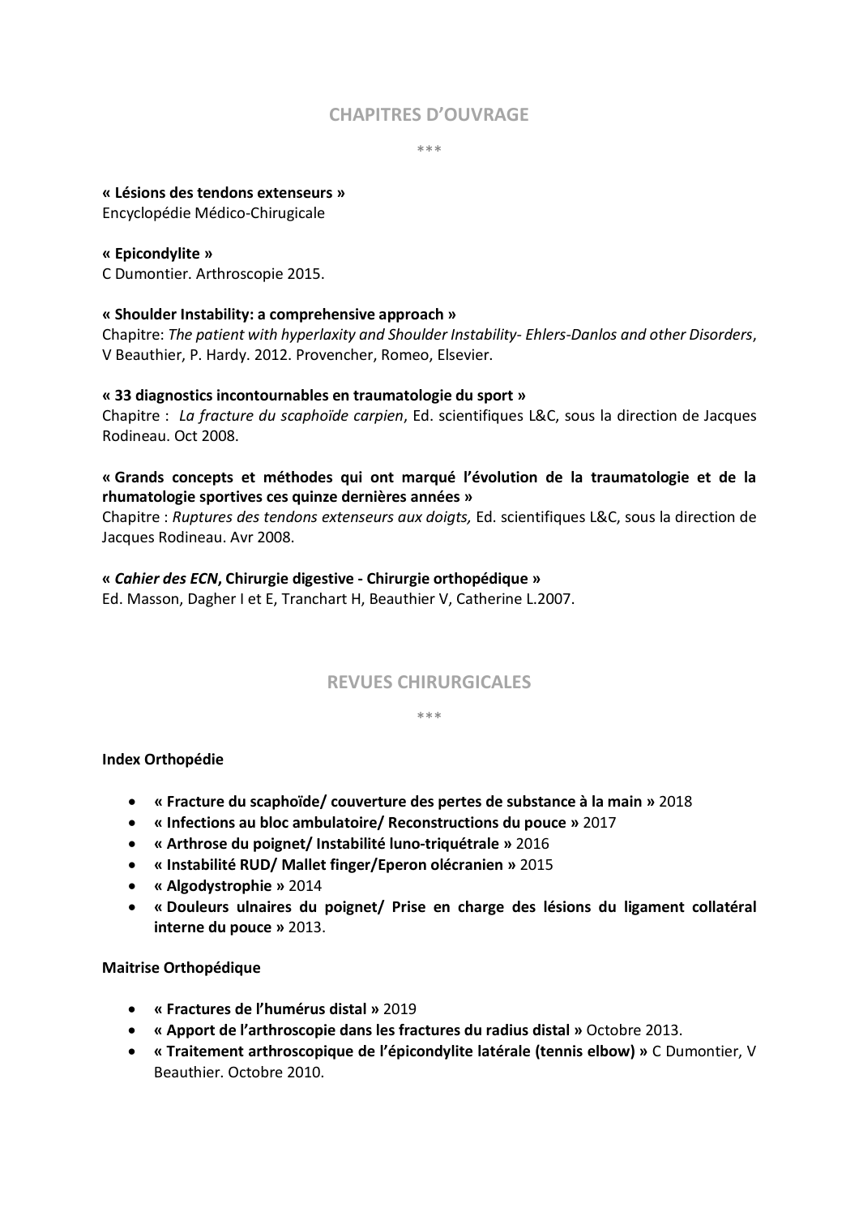## CHAPITRES D'OUVRAGE

\*\*\*

**« Lésions des tendons extenseurs »**
Encyclopédie Médico-Chirugicale

**« Epicondylite »**
C Dumontier. Arthroscopie 2015.

**« Shoulder Instability: a comprehensive approach »**
Chapitre: *The patient with hyperlaxity and Shoulder Instability- Ehlers-Danlos and other Disorders*, V Beauthier, P. Hardy. 2012. Provencher, Romeo, Elsevier.

**« 33 diagnostics incontournables en traumatologie du sport »**
Chapitre : *La fracture du scaphoïde carpien*, Ed. scientifiques L&C, sous la direction de Jacques Rodineau. Oct 2008.

**« Grands concepts et méthodes qui ont marqué l'évolution de la traumatologie et de la rhumatologie sportives ces quinze dernières années »**
Chapitre : *Ruptures des tendons extenseurs aux doigts,* Ed. scientifiques L&C, sous la direction de Jacques Rodineau. Avr 2008.

**«** ***Cahier des ECN*****, Chirurgie digestive - Chirurgie orthopédique »**
Ed. Masson, Dagher I et E, Tranchart H, Beauthier V, Catherine L.2007.

## REVUES CHIRURGICALES

\*\*\*

**Index Orthopédie**

- **« Fracture du scaphoïde/ couverture des pertes de substance à la main »** 2018
- **« Infections au bloc ambulatoire/ Reconstructions du pouce »** 2017
- **« Arthrose du poignet/ Instabilité luno-triquétrale »** 2016
- **« Instabilité RUD/ Mallet finger/Eperon olécranien »** 2015
- **« Algodystrophie »** 2014
- **« Douleurs ulnaires du poignet/ Prise en charge des lésions du ligament collatéral interne du pouce »** 2013.

**Maitrise Orthopédique**

- **« Fractures de l'humérus distal »** 2019
- **« Apport de l'arthroscopie dans les fractures du radius distal »** Octobre 2013.
- **« Traitement arthroscopique de l'épicondylite latérale (tennis elbow) »** C Dumontier, V Beauthier. Octobre 2010.